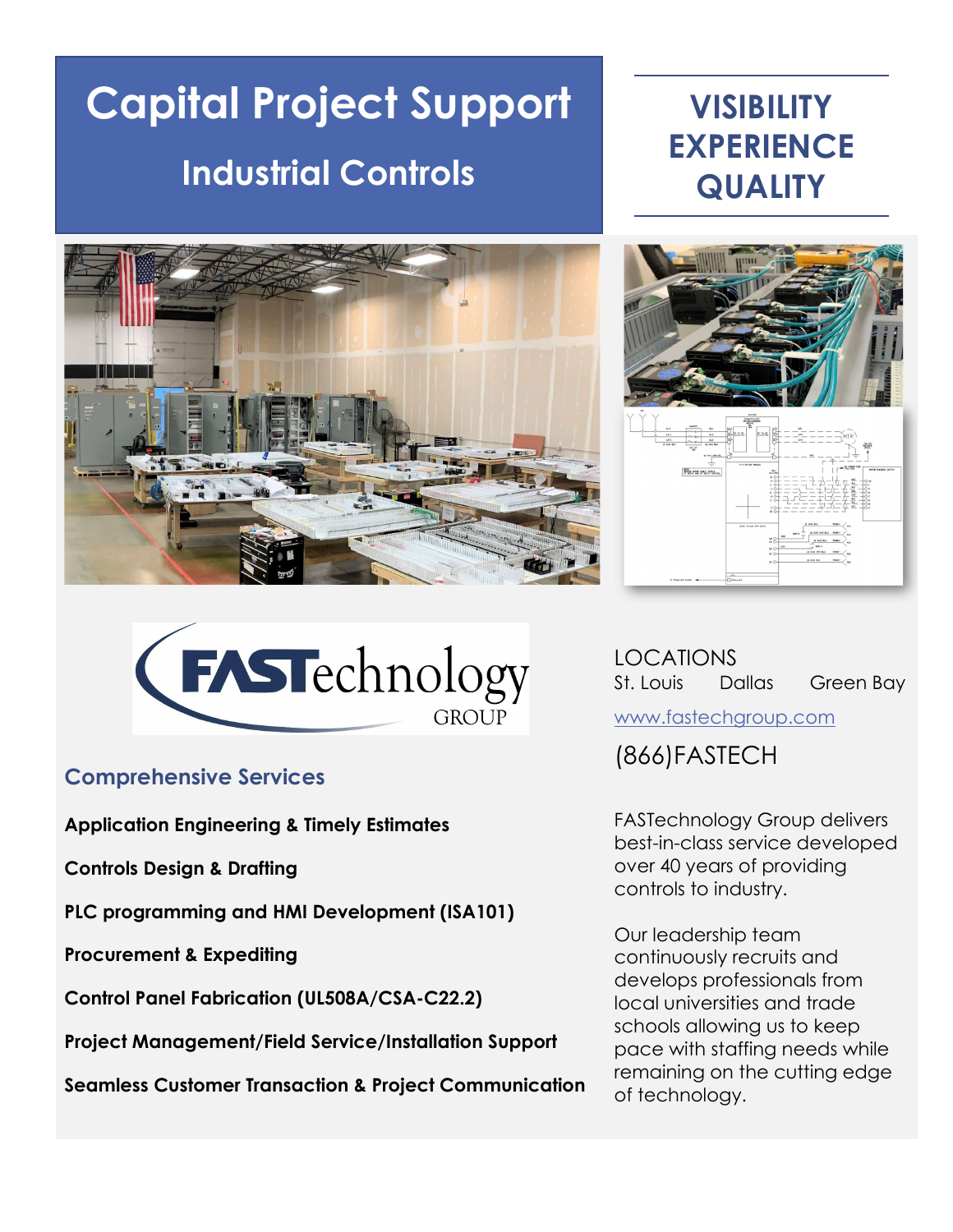# Capital Project Support

## Industrial Controls

**VISIBILITY**
**EXPERIENCE**
**QUALITY**

FASTechnology GROUP

LOCATIONS
St. Louis   Dallas   Green Bay

www.fastechgroup.com

(866)FASTECH

## Comprehensive Services

**Application Engineering & Timely Estimates**

**Controls Design & Drafting**

**PLC programming and HMI Development (ISA101)**

**Procurement & Expediting**

**Control Panel Fabrication (UL508A/CSA-C22.2)**

**Project Management/Field Service/Installation Support**

**Seamless Customer Transaction & Project Communication**

FASTechnology Group delivers best-in-class service developed over 40 years of providing controls to industry.

Our leadership team continuously recruits and develops professionals from local universities and trade schools allowing us to keep pace with staffing needs while remaining on the cutting edge of technology.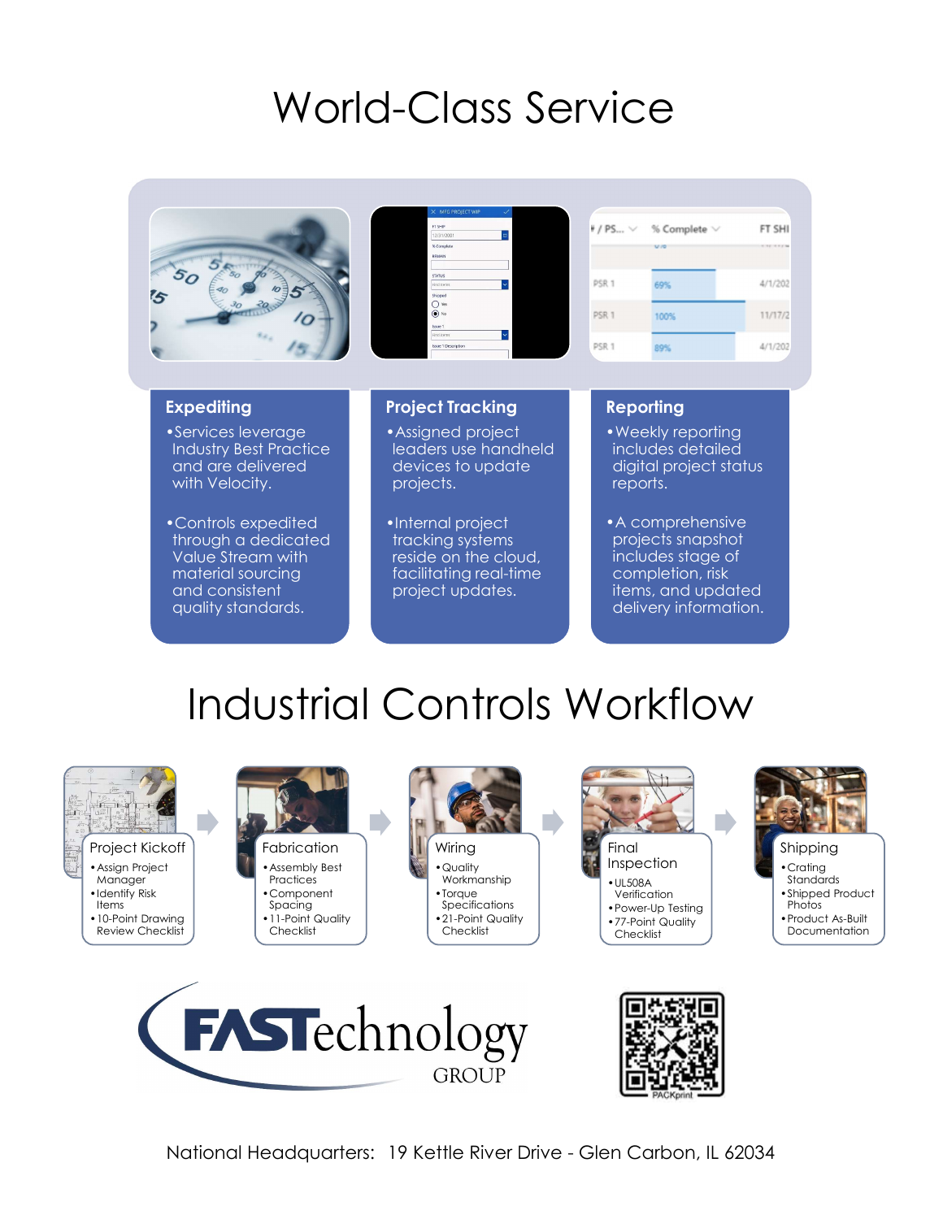# World-Class Service

### Expediting

- Services leverage Industry Best Practice and are delivered with Velocity.
- Controls expedited through a dedicated Value Stream with material sourcing and consistent quality standards.

### Project Tracking

- Assigned project leaders use handheld devices to update projects.
- Internal project tracking systems reside on the cloud, facilitating real-time project updates.

### Reporting

- Weekly reporting includes detailed digital project status reports.
- A comprehensive projects snapshot includes stage of completion, risk items, and updated delivery information.

# Industrial Controls Workflow

**Project Kickoff**
- Assign Project Manager
- Identify Risk Items
- 10-Point Drawing Review Checklist

**Fabrication**
- Assembly Best Practices
- Component Spacing
- 11-Point Quality Checklist

**Wiring**
- Quality Workmanship
- Torque Specifications
- 21-Point Quality Checklist

**Final Inspection**
- UL508A Verification
- Power-Up Testing
- 77-Point Quality Checklist

**Shipping**
- Crating Standards
- Shipped Product Photos
- Product As-Built Documentation

FASTechnology GROUP

PACKprint

National Headquarters: 19 Kettle River Drive - Glen Carbon, IL 62034